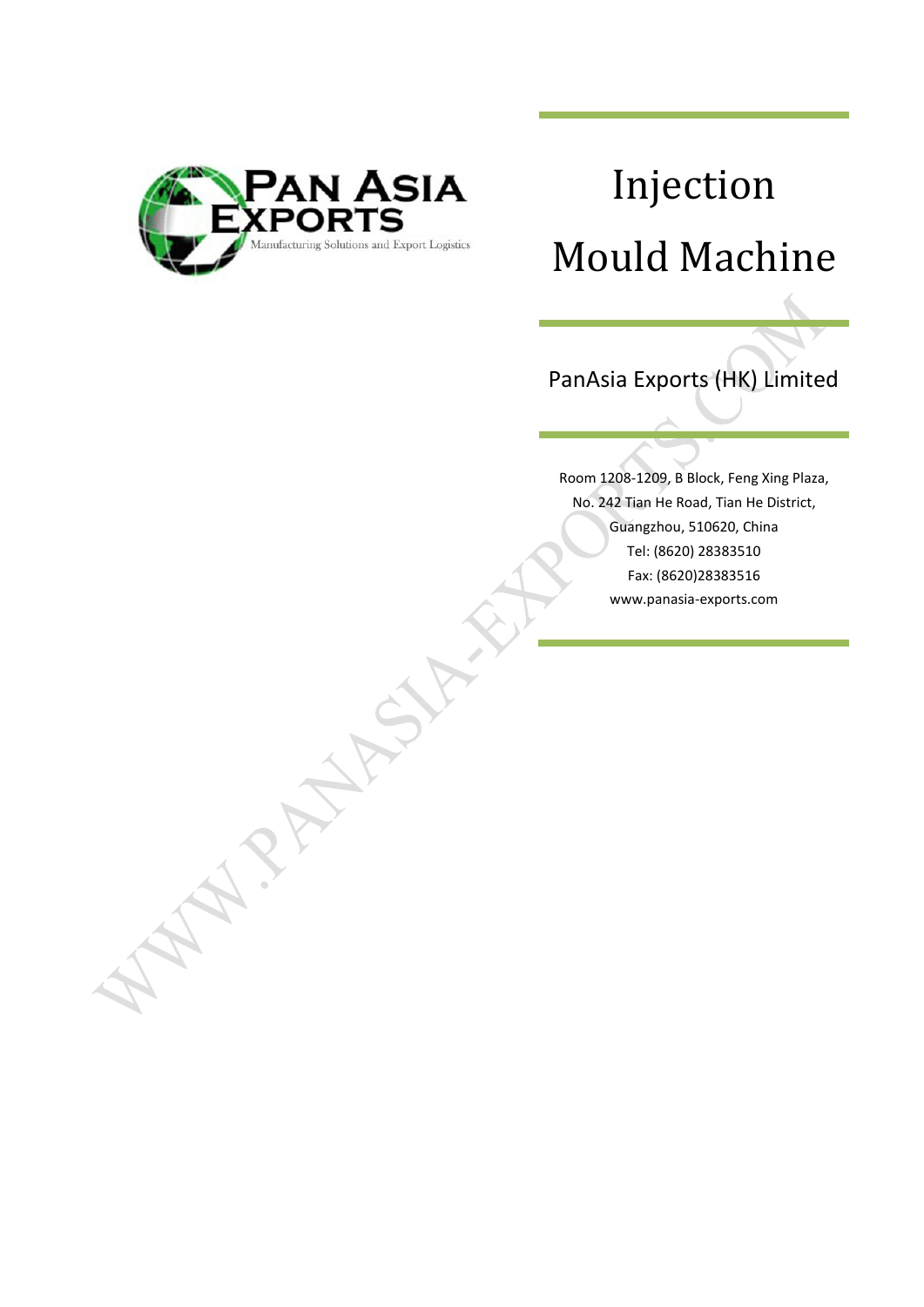# Injection Mould Machine

PanAsia Exports (HK) Limited

Room 1208-1209, B Block, Feng Xing Plaza,
No. 242 Tian He Road, Tian He District,
Guangzhou, 510620, China
Tel: (8620) 28383510
Fax: (8620)28383516
www.panasia-exports.com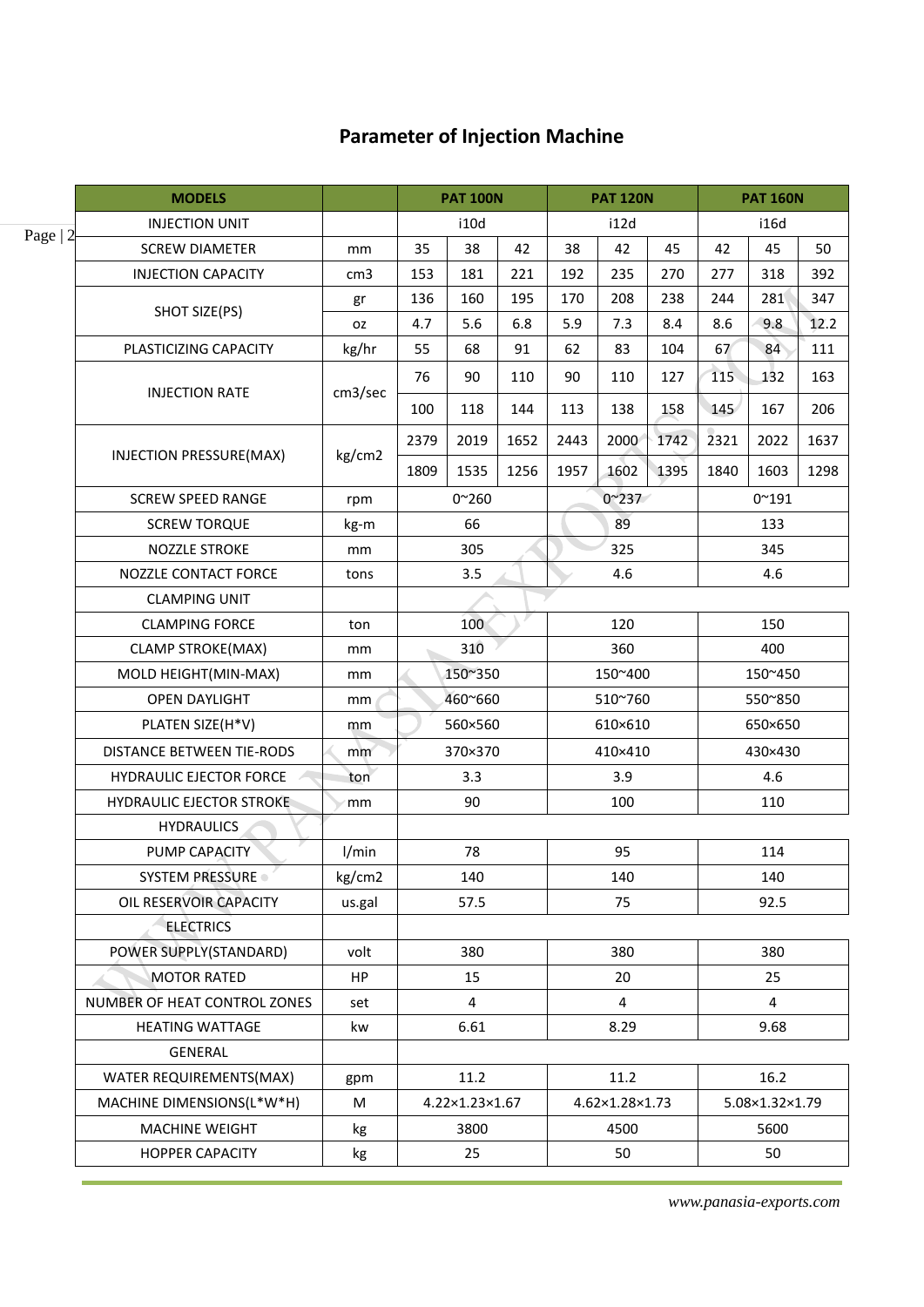# Parameter of Injection Machine

| MODELS | | PAT 100N | | | PAT 120N | | | PAT 160N | | |
|---|---|---|---|---|---|---|---|---|---|---|
| INJECTION UNIT | | i10d | | | i12d | | | i16d | | |
| SCREW DIAMETER | mm | 35 | 38 | 42 | 38 | 42 | 45 | 42 | 45 | 50 |
| INJECTION CAPACITY | cm3 | 153 | 181 | 221 | 192 | 235 | 270 | 277 | 318 | 392 |
| SHOT SIZE(PS) | gr | 136 | 160 | 195 | 170 | 208 | 238 | 244 | 281 | 347 |
| | oz | 4.7 | 5.6 | 6.8 | 5.9 | 7.3 | 8.4 | 8.6 | 9.8 | 12.2 |
| PLASTICIZING CAPACITY | kg/hr | 55 | 68 | 91 | 62 | 83 | 104 | 67 | 84 | 111 |
| INJECTION RATE | cm3/sec | 76 | 90 | 110 | 90 | 110 | 127 | 115 | 132 | 163 |
| | | 100 | 118 | 144 | 113 | 138 | 158 | 145 | 167 | 206 |
| INJECTION PRESSURE(MAX) | kg/cm2 | 2379 | 2019 | 1652 | 2443 | 2000 | 1742 | 2321 | 2022 | 1637 |
| | | 1809 | 1535 | 1256 | 1957 | 1602 | 1395 | 1840 | 1603 | 1298 |
| SCREW SPEED RANGE | rpm | 0~260 | | | 0~237 | | | 0~191 | | |
| SCREW TORQUE | kg-m | 66 | | | 89 | | | 133 | | |
| NOZZLE STROKE | mm | 305 | | | 325 | | | 345 | | |
| NOZZLE CONTACT FORCE | tons | 3.5 | | | 4.6 | | | 4.6 | | |
| CLAMPING UNIT | | | | | | | | | | |
| CLAMPING FORCE | ton | 100 | | | 120 | | | 150 | | |
| CLAMP STROKE(MAX) | mm | 310 | | | 360 | | | 400 | | |
| MOLD HEIGHT(MIN-MAX) | mm | 150~350 | | | 150~400 | | | 150~450 | | |
| OPEN DAYLIGHT | mm | 460~660 | | | 510~760 | | | 550~850 | | |
| PLATEN SIZE(H*V) | mm | 560×560 | | | 610×610 | | | 650×650 | | |
| DISTANCE BETWEEN TIE-RODS | mm | 370×370 | | | 410×410 | | | 430×430 | | |
| HYDRAULIC EJECTOR FORCE | ton | 3.3 | | | 3.9 | | | 4.6 | | |
| HYDRAULIC EJECTOR STROKE | mm | 90 | | | 100 | | | 110 | | |
| HYDRAULICS | | | | | | | | | | |
| PUMP CAPACITY | l/min | 78 | | | 95 | | | 114 | | |
| SYSTEM PRESSURE | kg/cm2 | 140 | | | 140 | | | 140 | | |
| OIL RESERVOIR CAPACITY | us.gal | 57.5 | | | 75 | | | 92.5 | | |
| ELECTRICS | | | | | | | | | | |
| POWER SUPPLY(STANDARD) | volt | 380 | | | 380 | | | 380 | | |
| MOTOR RATED | HP | 15 | | | 20 | | | 25 | | |
| NUMBER OF HEAT CONTROL ZONES | set | 4 | | | 4 | | | 4 | | |
| HEATING WATTAGE | kw | 6.61 | | | 8.29 | | | 9.68 | | |
| GENERAL | | | | | | | | | | |
| WATER REQUIREMENTS(MAX) | gpm | 11.2 | | | 11.2 | | | 16.2 | | |
| MACHINE DIMENSIONS(L*W*H) | M | 4.22×1.23×1.67 | | | 4.62×1.28×1.73 | | | 5.08×1.32×1.79 | | |
| MACHINE WEIGHT | kg | 3800 | | | 4500 | | | 5600 | | |
| HOPPER CAPACITY | kg | 25 | | | 50 | | | 50 | | |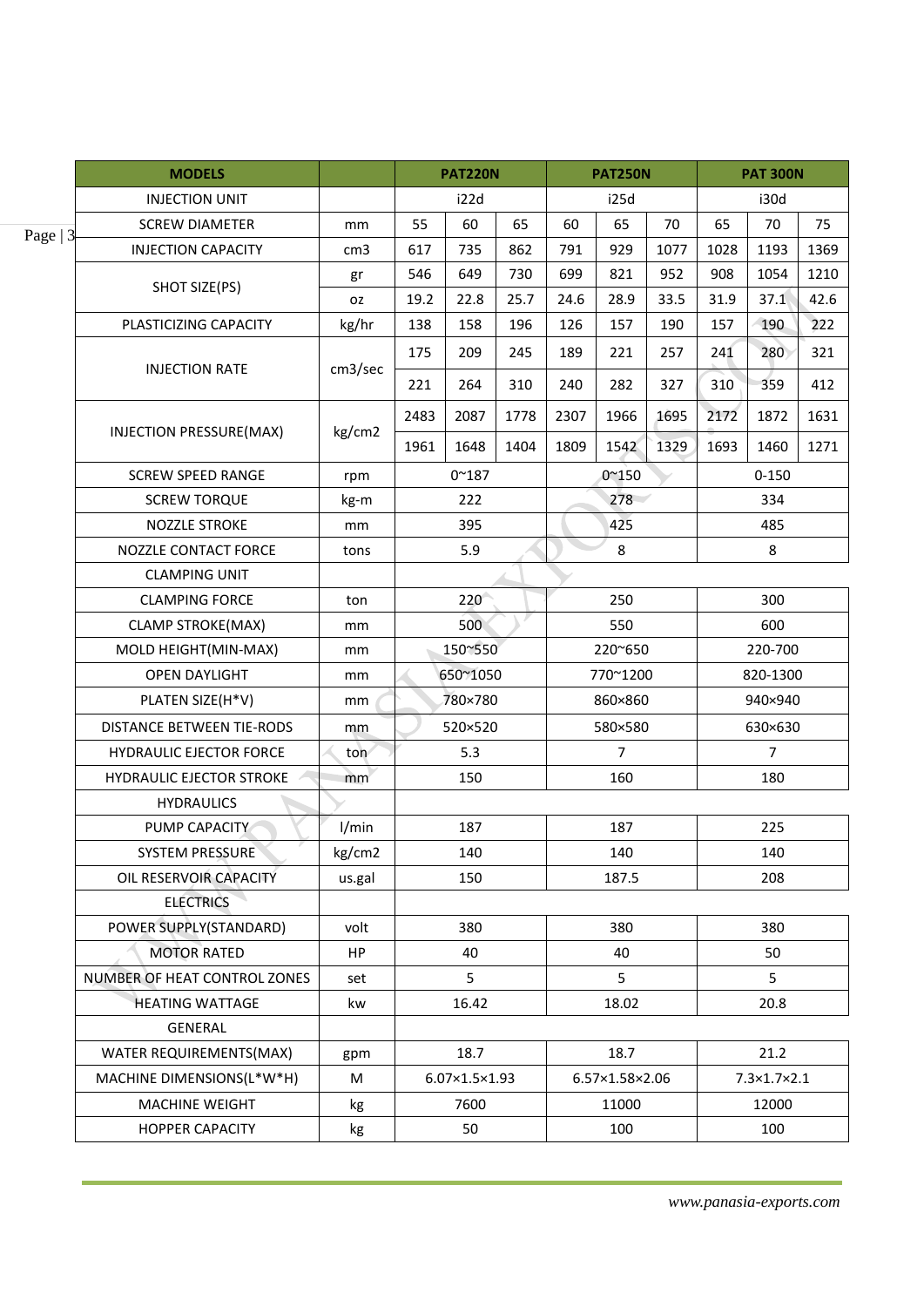| MODELS | | PAT220N | | | PAT250N | | | PAT 300N | | |
|---|---|---|---|---|---|---|---|---|---|---|
| INJECTION UNIT | | i22d | | | i25d | | | i30d | | |
| SCREW DIAMETER | mm | 55 | 60 | 65 | 60 | 65 | 70 | 65 | 70 | 75 |
| INJECTION CAPACITY | cm3 | 617 | 735 | 862 | 791 | 929 | 1077 | 1028 | 1193 | 1369 |
| SHOT SIZE(PS) | gr | 546 | 649 | 730 | 699 | 821 | 952 | 908 | 1054 | 1210 |
| | oz | 19.2 | 22.8 | 25.7 | 24.6 | 28.9 | 33.5 | 31.9 | 37.1 | 42.6 |
| PLASTICIZING CAPACITY | kg/hr | 138 | 158 | 196 | 126 | 157 | 190 | 157 | 190 | 222 |
| INJECTION RATE | cm3/sec | 175 | 209 | 245 | 189 | 221 | 257 | 241 | 280 | 321 |
| | | 221 | 264 | 310 | 240 | 282 | 327 | 310 | 359 | 412 |
| INJECTION PRESSURE(MAX) | kg/cm2 | 2483 | 2087 | 1778 | 2307 | 1966 | 1695 | 2172 | 1872 | 1631 |
| | | 1961 | 1648 | 1404 | 1809 | 1542 | 1329 | 1693 | 1460 | 1271 |
| SCREW SPEED RANGE | rpm | 0~187 | | | 0~150 | | | 0-150 | | |
| SCREW TORQUE | kg-m | 222 | | | 278 | | | 334 | | |
| NOZZLE STROKE | mm | 395 | | | 425 | | | 485 | | |
| NOZZLE CONTACT FORCE | tons | 5.9 | | | 8 | | | 8 | | |
| CLAMPING UNIT | | | | | | | | | | |
| CLAMPING FORCE | ton | 220 | | | 250 | | | 300 | | |
| CLAMP STROKE(MAX) | mm | 500 | | | 550 | | | 600 | | |
| MOLD HEIGHT(MIN-MAX) | mm | 150~550 | | | 220~650 | | | 220-700 | | |
| OPEN DAYLIGHT | mm | 650~1050 | | | 770~1200 | | | 820-1300 | | |
| PLATEN SIZE(H*V) | mm | 780×780 | | | 860×860 | | | 940×940 | | |
| DISTANCE BETWEEN TIE-RODS | mm | 520×520 | | | 580×580 | | | 630×630 | | |
| HYDRAULIC EJECTOR FORCE | ton | 5.3 | | | 7 | | | 7 | | |
| HYDRAULIC EJECTOR STROKE | mm | 150 | | | 160 | | | 180 | | |
| HYDRAULICS | | | | | | | | | | |
| PUMP CAPACITY | l/min | 187 | | | 187 | | | 225 | | |
| SYSTEM PRESSURE | kg/cm2 | 140 | | | 140 | | | 140 | | |
| OIL RESERVOIR CAPACITY | us.gal | 150 | | | 187.5 | | | 208 | | |
| ELECTRICS | | | | | | | | | | |
| POWER SUPPLY(STANDARD) | volt | 380 | | | 380 | | | 380 | | |
| MOTOR RATED | HP | 40 | | | 40 | | | 50 | | |
| NUMBER OF HEAT CONTROL ZONES | set | 5 | | | 5 | | | 5 | | |
| HEATING WATTAGE | kw | 16.42 | | | 18.02 | | | 20.8 | | |
| GENERAL | | | | | | | | | | |
| WATER REQUIREMENTS(MAX) | gpm | 18.7 | | | 18.7 | | | 21.2 | | |
| MACHINE DIMENSIONS(L*W*H) | M | 6.07×1.5×1.93 | | | 6.57×1.58×2.06 | | | 7.3×1.7×2.1 | | |
| MACHINE WEIGHT | kg | 7600 | | | 11000 | | | 12000 | | |
| HOPPER CAPACITY | kg | 50 | | | 100 | | | 100 | | |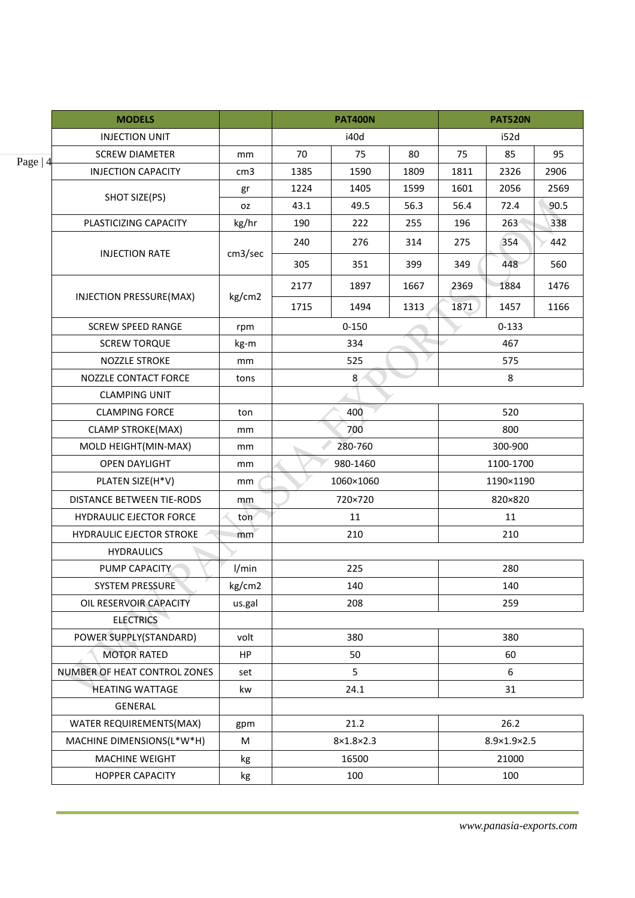| MODELS | | PAT400N | | | PAT520N | | |
|---|---|---|---|---|---|---|---|
| INJECTION UNIT | | i40d | | | i52d | | |
| SCREW DIAMETER | mm | 70 | 75 | 80 | 75 | 85 | 95 |
| INJECTION CAPACITY | cm3 | 1385 | 1590 | 1809 | 1811 | 2326 | 2906 |
| SHOT SIZE(PS) | gr | 1224 | 1405 | 1599 | 1601 | 2056 | 2569 |
| | oz | 43.1 | 49.5 | 56.3 | 56.4 | 72.4 | 90.5 |
| PLASTICIZING CAPACITY | kg/hr | 190 | 222 | 255 | 196 | 263 | 338 |
| INJECTION RATE | cm3/sec | 240 | 276 | 314 | 275 | 354 | 442 |
| | | 305 | 351 | 399 | 349 | 448 | 560 |
| INJECTION PRESSURE(MAX) | kg/cm2 | 2177 | 1897 | 1667 | 2369 | 1884 | 1476 |
| | | 1715 | 1494 | 1313 | 1871 | 1457 | 1166 |
| SCREW SPEED RANGE | rpm | 0-150 | | | 0-133 | | |
| SCREW TORQUE | kg-m | 334 | | | 467 | | |
| NOZZLE STROKE | mm | 525 | | | 575 | | |
| NOZZLE CONTACT FORCE | tons | 8 | | | 8 | | |
| CLAMPING UNIT | | | | | | | |
| CLAMPING FORCE | ton | 400 | | | 520 | | |
| CLAMP STROKE(MAX) | mm | 700 | | | 800 | | |
| MOLD HEIGHT(MIN-MAX) | mm | 280-760 | | | 300-900 | | |
| OPEN DAYLIGHT | mm | 980-1460 | | | 1100-1700 | | |
| PLATEN SIZE(H*V) | mm | 1060×1060 | | | 1190×1190 | | |
| DISTANCE BETWEEN TIE-RODS | mm | 720×720 | | | 820×820 | | |
| HYDRAULIC EJECTOR FORCE | ton | 11 | | | 11 | | |
| HYDRAULIC EJECTOR STROKE | mm | 210 | | | 210 | | |
| HYDRAULICS | | | | | | | |
| PUMP CAPACITY | l/min | 225 | | | 280 | | |
| SYSTEM PRESSURE | kg/cm2 | 140 | | | 140 | | |
| OIL RESERVOIR CAPACITY | us.gal | 208 | | | 259 | | |
| ELECTRICS | | | | | | | |
| POWER SUPPLY(STANDARD) | volt | 380 | | | 380 | | |
| MOTOR RATED | HP | 50 | | | 60 | | |
| NUMBER OF HEAT CONTROL ZONES | set | 5 | | | 6 | | |
| HEATING WATTAGE | kw | 24.1 | | | 31 | | |
| GENERAL | | | | | | | |
| WATER REQUIREMENTS(MAX) | gpm | 21.2 | | | 26.2 | | |
| MACHINE DIMENSIONS(L*W*H) | M | 8×1.8×2.3 | | | 8.9×1.9×2.5 | | |
| MACHINE WEIGHT | kg | 16500 | | | 21000 | | |
| HOPPER CAPACITY | kg | 100 | | | 100 | | |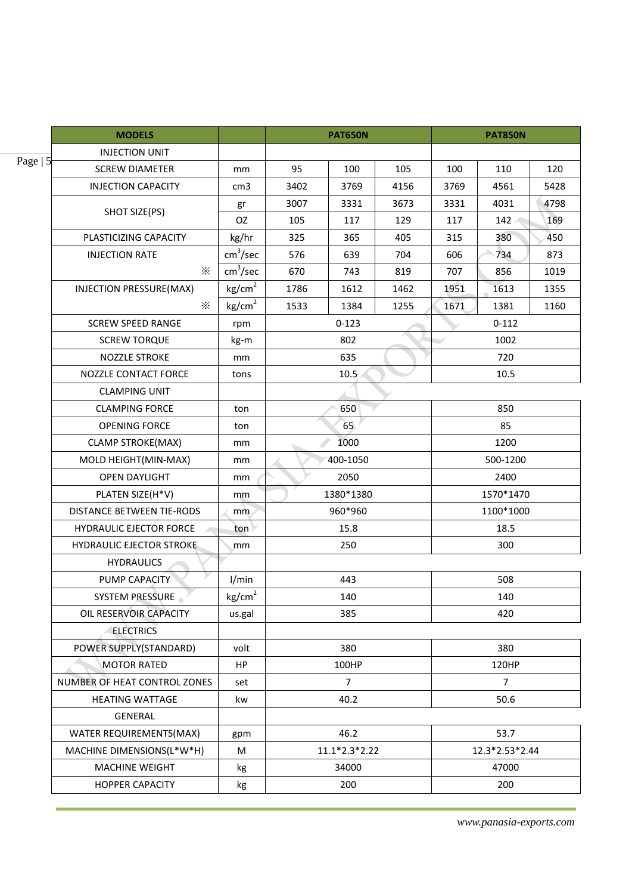| MODELS | | PAT650N | | | PAT850N | | |
|---|---|---|---|---|---|---|---|
| INJECTION UNIT | | | | | | | |
| SCREW DIAMETER | mm | 95 | 100 | 105 | 100 | 110 | 120 |
| INJECTION CAPACITY | cm3 | 3402 | 3769 | 4156 | 3769 | 4561 | 5428 |
| SHOT SIZE(PS) | gr | 3007 | 3331 | 3673 | 3331 | 4031 | 4798 |
| | OZ | 105 | 117 | 129 | 117 | 142 | 169 |
| PLASTICIZING CAPACITY | kg/hr | 325 | 365 | 405 | 315 | 380 | 450 |
| INJECTION RATE | $cm^3/sec$ | 576 | 639 | 704 | 606 | 734 | 873 |
| ※ | $cm^3/sec$ | 670 | 743 | 819 | 707 | 856 | 1019 |
| INJECTION PRESSURE(MAX) | $kg/cm^2$ | 1786 | 1612 | 1462 | 1951 | 1613 | 1355 |
| ※ | $kg/cm^2$ | 1533 | 1384 | 1255 | 1671 | 1381 | 1160 |
| SCREW SPEED RANGE | rpm | 0-123 | | | 0-112 | | |
| SCREW TORQUE | kg-m | 802 | | | 1002 | | |
| NOZZLE STROKE | mm | 635 | | | 720 | | |
| NOZZLE CONTACT FORCE | tons | 10.5 | | | 10.5 | | |
| CLAMPING UNIT | | | | | | | |
| CLAMPING FORCE | ton | 650 | | | 850 | | |
| OPENING FORCE | ton | 65 | | | 85 | | |
| CLAMP STROKE(MAX) | mm | 1000 | | | 1200 | | |
| MOLD HEIGHT(MIN-MAX) | mm | 400-1050 | | | 500-1200 | | |
| OPEN DAYLIGHT | mm | 2050 | | | 2400 | | |
| PLATEN SIZE(H*V) | mm | 1380*1380 | | | 1570*1470 | | |
| DISTANCE BETWEEN TIE-RODS | mm | 960*960 | | | 1100*1000 | | |
| HYDRAULIC EJECTOR FORCE | ton | 15.8 | | | 18.5 | | |
| HYDRAULIC EJECTOR STROKE | mm | 250 | | | 300 | | |
| HYDRAULICS | | | | | | | |
| PUMP CAPACITY | l/min | 443 | | | 508 | | |
| SYSTEM PRESSURE | $kg/cm^2$ | 140 | | | 140 | | |
| OIL RESERVOIR CAPACITY | us.gal | 385 | | | 420 | | |
| ELECTRICS | | | | | | | |
| POWER SUPPLY(STANDARD) | volt | 380 | | | 380 | | |
| MOTOR RATED | HP | 100HP | | | 120HP | | |
| NUMBER OF HEAT CONTROL ZONES | set | 7 | | | 7 | | |
| HEATING WATTAGE | kw | 40.2 | | | 50.6 | | |
| GENERAL | | | | | | | |
| WATER REQUIREMENTS(MAX) | gpm | 46.2 | | | 53.7 | | |
| MACHINE DIMENSIONS(L*W*H) | M | 11.1*2.3*2.22 | | | 12.3*2.53*2.44 | | |
| MACHINE WEIGHT | kg | 34000 | | | 47000 | | |
| HOPPER CAPACITY | kg | 200 | | | 200 | | |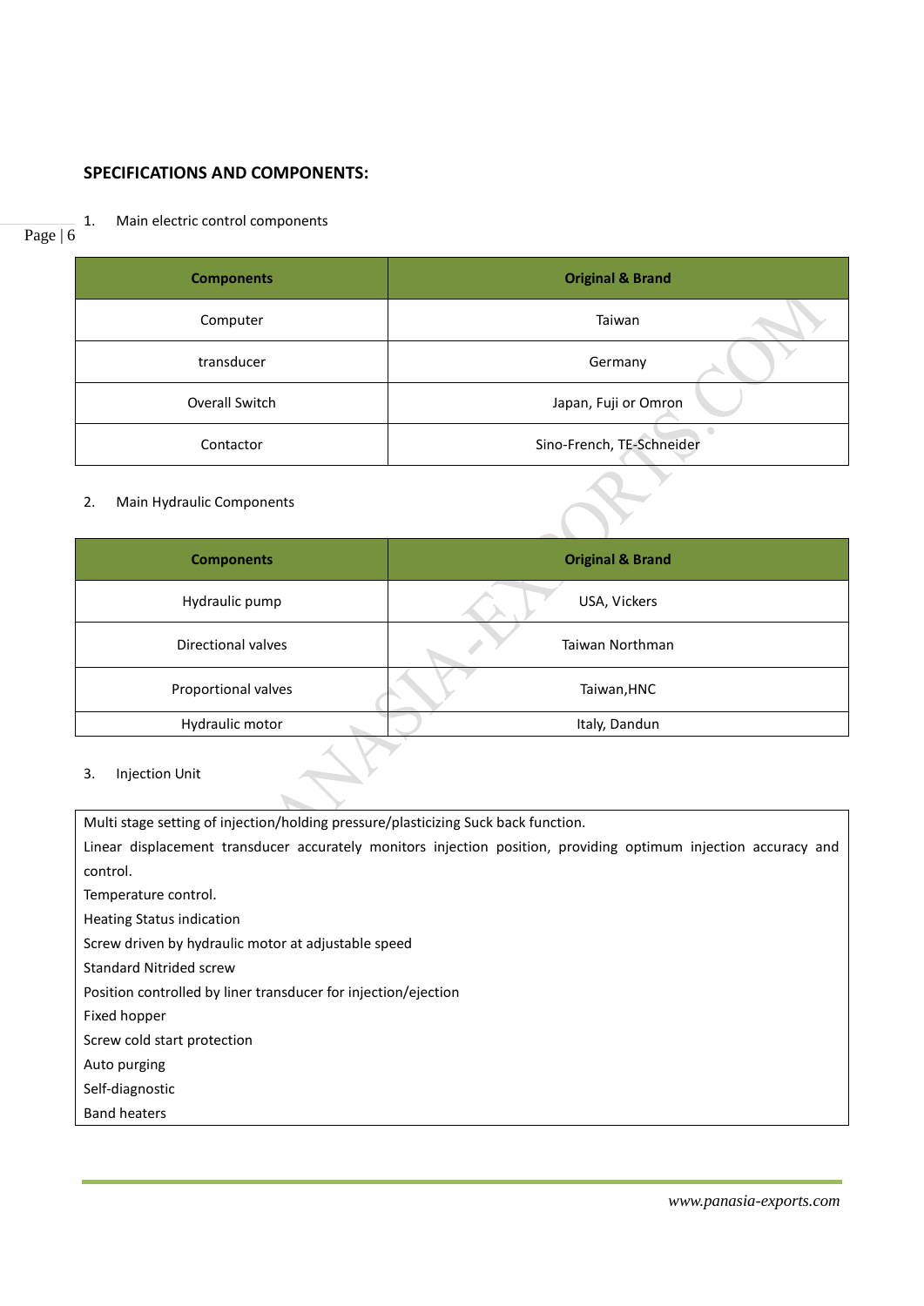## SPECIFICATIONS AND COMPONENTS:

1. Main electric control components

| Components | Original & Brand |
|---|---|
| Computer | Taiwan |
| transducer | Germany |
| Overall Switch | Japan, Fuji or Omron |
| Contactor | Sino-French, TE-Schneider |

2. Main Hydraulic Components

| Components | Original & Brand |
|---|---|
| Hydraulic pump | USA, Vickers |
| Directional valves | Taiwan Northman |
| Proportional valves | Taiwan,HNC |
| Hydraulic motor | Italy, Dandun |

3. Injection Unit

| |
|---|
| Multi stage setting of injection/holding pressure/plasticizing Suck back function.<br>Linear displacement transducer accurately monitors injection position, providing optimum injection accuracy and control.<br>Temperature control.<br>Heating Status indication<br>Screw driven by hydraulic motor at adjustable speed<br>Standard Nitrided screw<br>Position controlled by liner transducer for injection/ejection<br>Fixed hopper<br>Screw cold start protection<br>Auto purging<br>Self-diagnostic<br>Band heaters |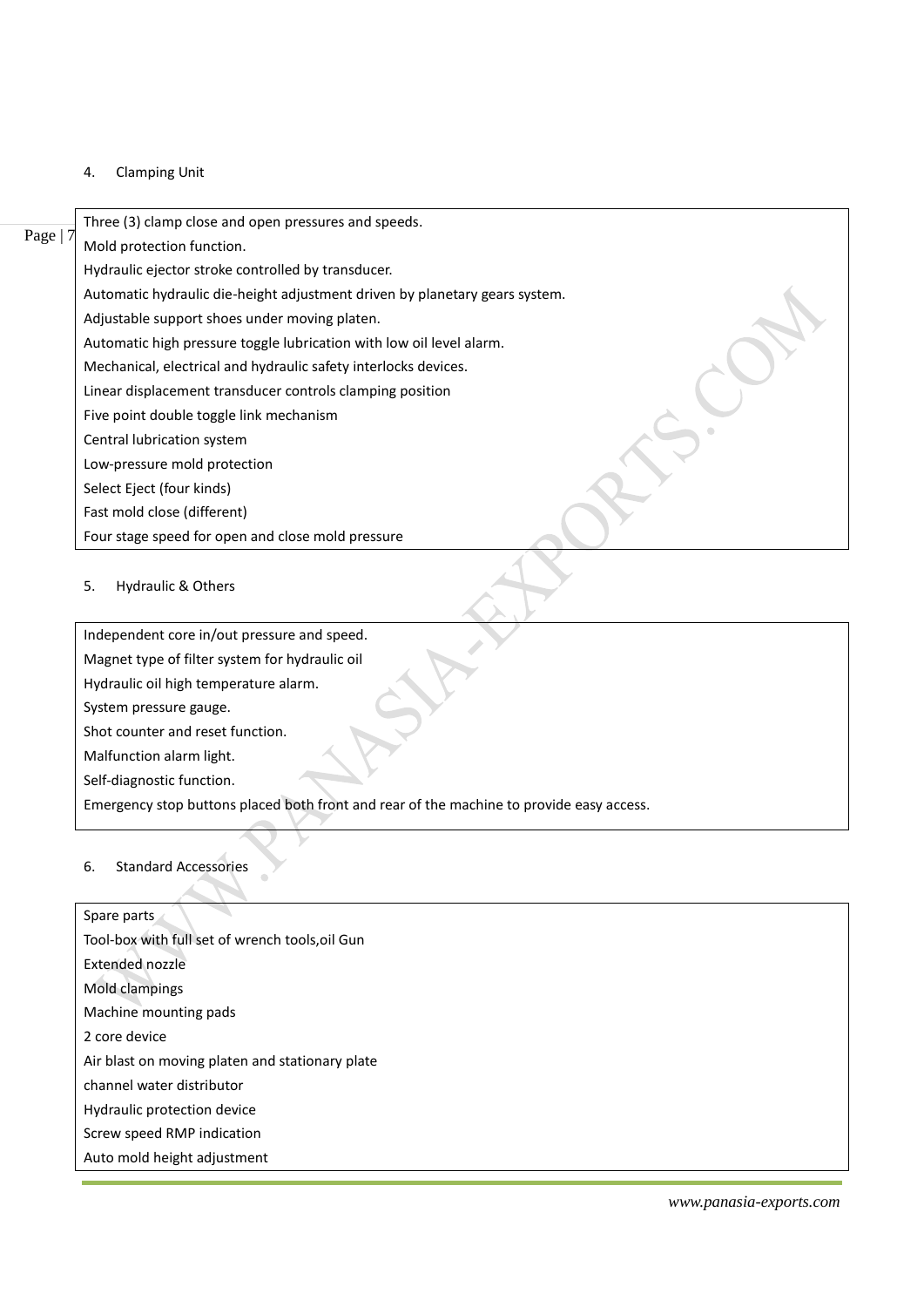4. Clamping Unit

| Three (3) clamp close and open pressures and speeds. |
|---|
| Mold protection function. |
| Hydraulic ejector stroke controlled by transducer. |
| Automatic hydraulic die-height adjustment driven by planetary gears system. |
| Adjustable support shoes under moving platen. |
| Automatic high pressure toggle lubrication with low oil level alarm. |
| Mechanical, electrical and hydraulic safety interlocks devices. |
| Linear displacement transducer controls clamping position |
| Five point double toggle link mechanism |
| Central lubrication system |
| Low-pressure mold protection |
| Select Eject (four kinds) |
| Fast mold close (different) |
| Four stage speed for open and close mold pressure |

5. Hydraulic & Others

| Independent core in/out pressure and speed. |
|---|
| Magnet type of filter system for hydraulic oil |
| Hydraulic oil high temperature alarm. |
| System pressure gauge. |
| Shot counter and reset function. |
| Malfunction alarm light. |
| Self-diagnostic function. |
| Emergency stop buttons placed both front and rear of the machine to provide easy access. |

6. Standard Accessories

| Spare parts |
|---|
| Tool-box with full set of wrench tools,oil Gun |
| Extended nozzle |
| Mold clampings |
| Machine mounting pads |
| 2 core device |
| Air blast on moving platen and stationary plate |
| channel water distributor |
| Hydraulic protection device |
| Screw speed RMP indication |
| Auto mold height adjustment |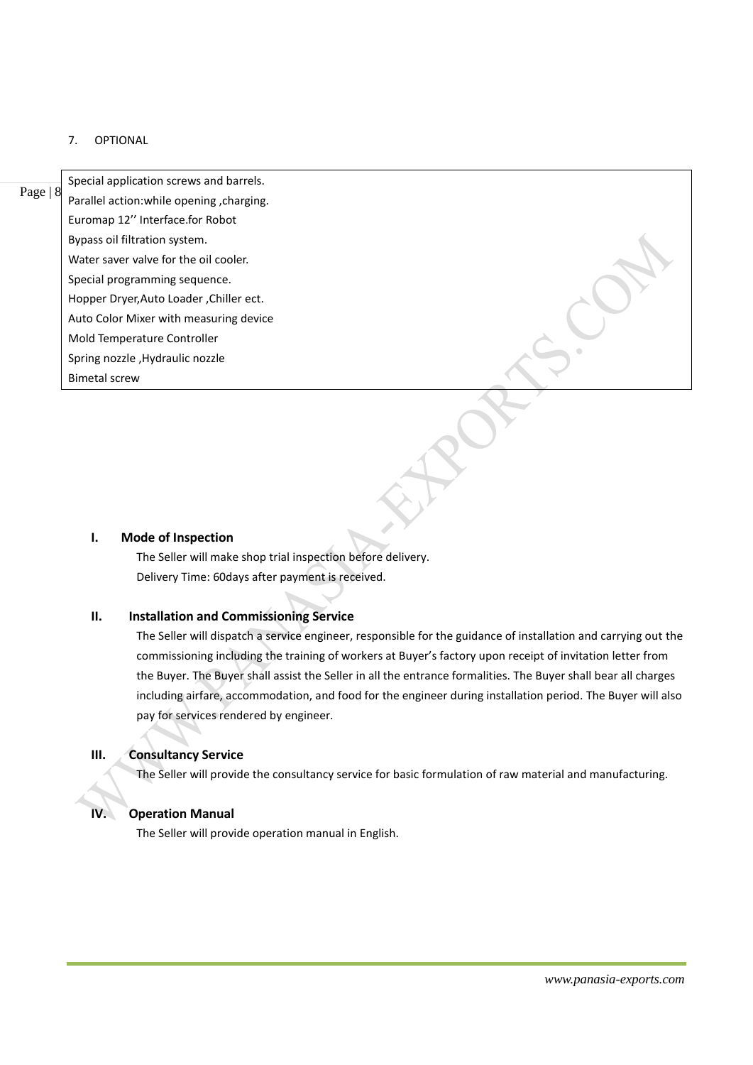7. OPTIONAL

| |
|---|
| Special application screws and barrels. |
| Parallel action:while opening ,charging. |
| Euromap 12'' Interface.for Robot |
| Bypass oil filtration system. |
| Water saver valve for the oil cooler. |
| Special programming sequence. |
| Hopper Dryer,Auto Loader ,Chiller ect. |
| Auto Color Mixer with measuring device |
| Mold Temperature Controller |
| Spring nozzle ,Hydraulic nozzle |
| Bimetal screw |

**I. Mode of Inspection**

The Seller will make shop trial inspection before delivery.
Delivery Time: 60days after payment is received.

**II. Installation and Commissioning Service**

The Seller will dispatch a service engineer, responsible for the guidance of installation and carrying out the commissioning including the training of workers at Buyer's factory upon receipt of invitation letter from the Buyer. The Buyer shall assist the Seller in all the entrance formalities. The Buyer shall bear all charges including airfare, accommodation, and food for the engineer during installation period. The Buyer will also pay for services rendered by engineer.

**III. Consultancy Service**

The Seller will provide the consultancy service for basic formulation of raw material and manufacturing.

**IV. Operation Manual**

The Seller will provide operation manual in English.